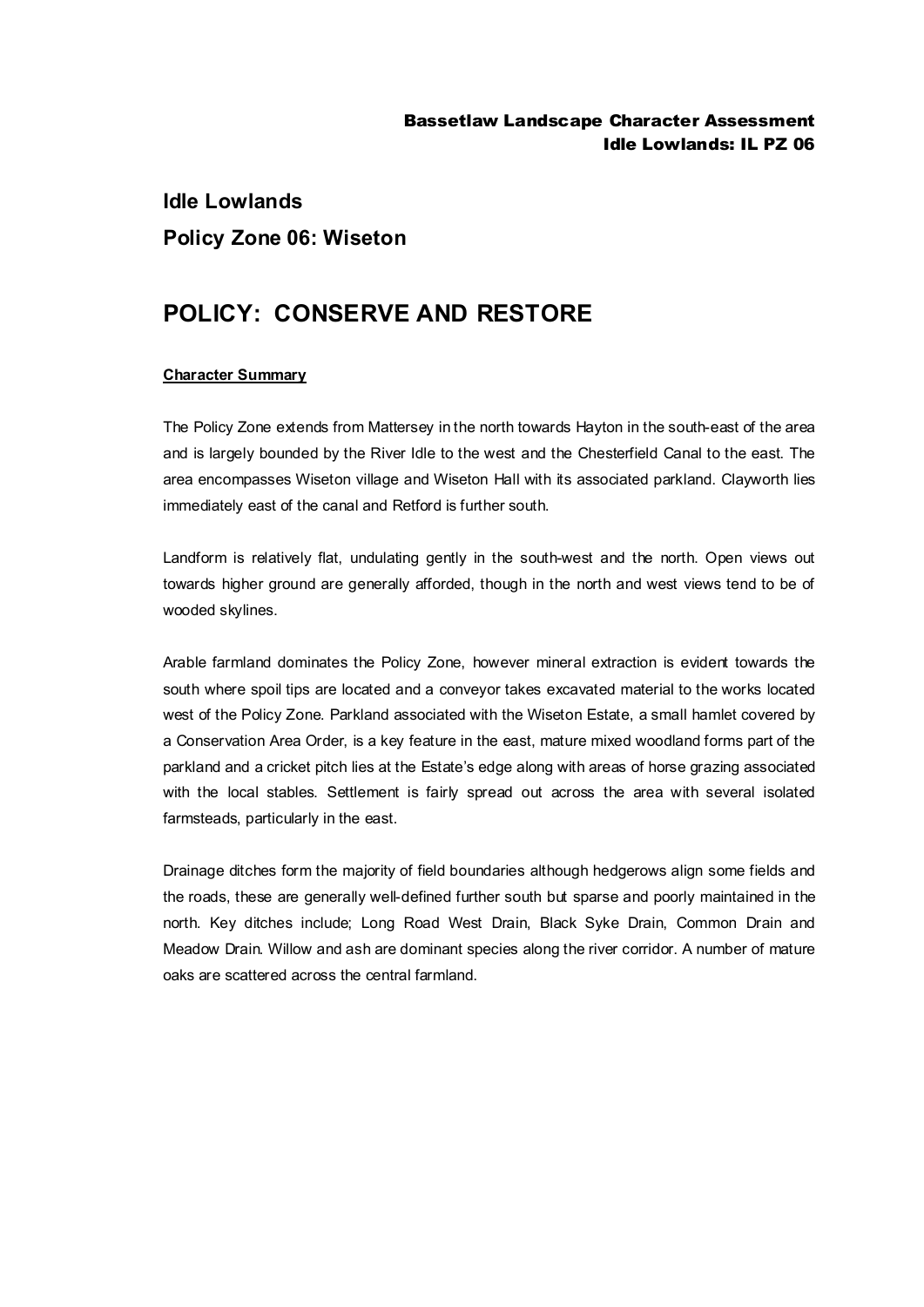# Idle Lowlands

## Policy Zone 06: Wiseton

# POLICY: CONSERVE AND RESTORE

**Character Summary**

The Policy Zone extends from Mattersey in the north towards Hayton in the south-east of the area and is largely bounded by the River Idle to the west and the Chesterfield Canal to the east. The area encompasses Wiseton village and Wiseton Hall with its associated parkland. Clayworth lies immediately east of the canal and Retford is further south.

Landform is relatively flat, undulating gently in the south-west and the north. Open views out towards higher ground are generally afforded, though in the north and west views tend to be of wooded skylines.

Arable farmland dominates the Policy Zone, however mineral extraction is evident towards the south where spoil tips are located and a conveyor takes excavated material to the works located west of the Policy Zone. Parkland associated with the Wiseton Estate, a small hamlet covered by a Conservation Area Order, is a key feature in the east, mature mixed woodland forms part of the parkland and a cricket pitch lies at the Estate's edge along with areas of horse grazing associated with the local stables. Settlement is fairly spread out across the area with several isolated farmsteads, particularly in the east.

Drainage ditches form the majority of field boundaries although hedgerows align some fields and the roads, these are generally well-defined further south but sparse and poorly maintained in the north. Key ditches include; Long Road West Drain, Black Syke Drain, Common Drain and Meadow Drain. Willow and ash are dominant species along the river corridor. A number of mature oaks are scattered across the central farmland.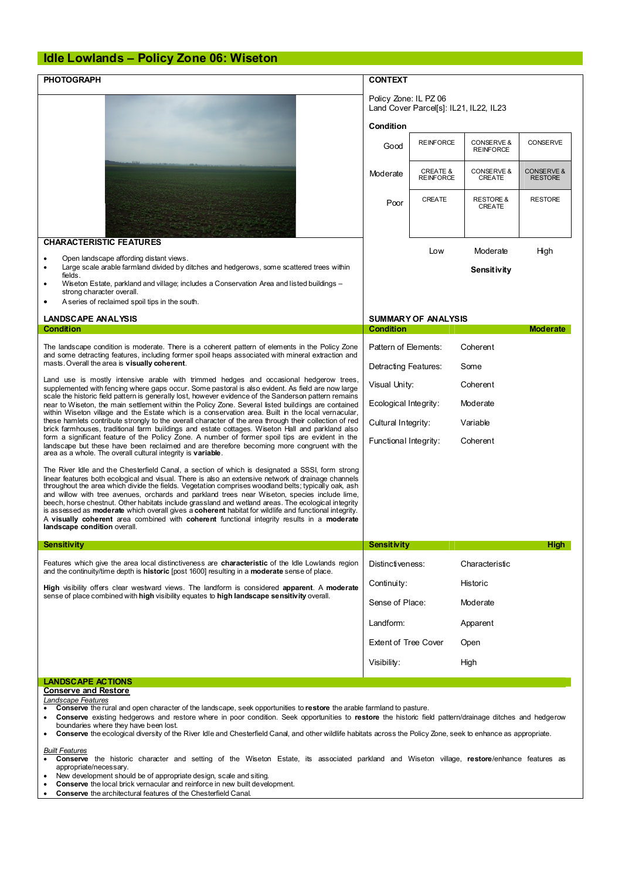# Idle Lowlands – Policy Zone 06: Wiseton

## PHOTOGRAPH

## CHARACTERISTIC FEATURES

- Open landscape affording distant views.
- Large scale arable farmland divided by ditches and hedgerows, some scattered trees within fields.
- Wiseton Estate, parkland and village; includes a Conservation Area and listed buildings – strong character overall.
- A series of reclaimed spoil tips in the south.

## CONTEXT

Policy Zone: IL PZ 06
Land Cover Parcel[s]: IL21, IL22, IL23

**Condition**

| Condition | Low | Moderate | High |
|---|---|---|---|
| Good | REINFORCE | CONSERVE & REINFORCE | CONSERVE |
| Moderate | CREATE & REINFORCE | CONSERVE & CREATE | CONSERVE & RESTORE |
| Poor | CREATE | RESTORE & CREATE | RESTORE |
| | | **Sensitivity** | |

## LANDSCAPE ANALYSIS

### Condition

The landscape condition is moderate. There is a coherent pattern of elements in the Policy Zone and some detracting features, including former spoil heaps associated with mineral extraction and masts. Overall the area is **visually coherent**.

Land use is mostly intensive arable with trimmed hedges and occasional hedgerow trees, supplemented with fencing where gaps occur. Some pastoral is also evident. As field are now large scale the historic field pattern is generally lost, however evidence of the Sanderson pattern remains near to Wiseton, the main settlement within the Policy Zone. Several listed buildings are contained within Wiseton village and the Estate which is a conservation area. Built in the local vernacular, these hamlets contribute strongly to the overall character of the area through their collection of red brick farmhouses, traditional farm buildings and estate cottages. Wiseton Hall and parkland also form a significant feature of the Policy Zone. A number of former spoil tips are evident in the landscape but these have been reclaimed and are therefore becoming more congruent with the area as a whole. The overall cultural integrity is **variable**.

The River Idle and the Chesterfield Canal, a section of which is designated a SSSI, form strong linear features both ecological and visual. There is also an extensive network of drainage channels throughout the area which divide the fields. Vegetation comprises woodland belts; typically oak, ash and willow with tree avenues, orchards and parkland trees near Wiseton, species include lime, beech, horse chestnut. Other habitats include grassland and wetland areas. The ecological integrity is assessed as **moderate** which overall gives a **coherent** habitat for wildlife and functional integrity. A **visually coherent** area combined with **coherent** functional integrity results in a **moderate landscape condition** overall.

### Sensitivity

Features which give the area local distinctiveness are **characteristic** of the Idle Lowlands region and the continuity/time depth is **historic** [post 1600] resulting in a **moderate** sense of place.

**High** visibility offers clear westward views. The landform is considered **apparent**. A **moderate** sense of place combined with **high** visibility equates to **high landscape sensitivity** overall.

## SUMMARY OF ANALYSIS

| Condition | Moderate |
|---|---|
| Pattern of Elements: | Coherent |
| Detracting Features: | Some |
| Visual Unity: | Coherent |
| Ecological Integrity: | Moderate |
| Cultural Integrity: | Variable |
| Functional Integrity: | Coherent |

| Sensitivity | High |
|---|---|
| Distinctiveness: | Characteristic |
| Continuity: | Historic |
| Sense of Place: | Moderate |
| Landform: | Apparent |
| Extent of Tree Cover | Open |
| Visibility: | High |

## LANDSCAPE ACTIONS

**Conserve and Restore**

*Landscape Features*

- **Conserve** the rural and open character of the landscape, seek opportunities to **restore** the arable farmland to pasture.
- **Conserve** existing hedgerows and restore where in poor condition. Seek opportunities to **restore** the historic field pattern/drainage ditches and hedgerow boundaries where they have been lost.
- **Conserve** the ecological diversity of the River Idle and Chesterfield Canal, and other wildlife habitats across the Policy Zone, seek to enhance as appropriate.

*Built Features*

- **Conserve** the historic character and setting of the Wiseton Estate, its associated parkland and Wiseton village, **restore**/enhance features as appropriate/necessary.
- New development should be of appropriate design, scale and siting.
- **Conserve** the local brick vernacular and reinforce in new built development.
- **Conserve** the architectural features of the Chesterfield Canal.